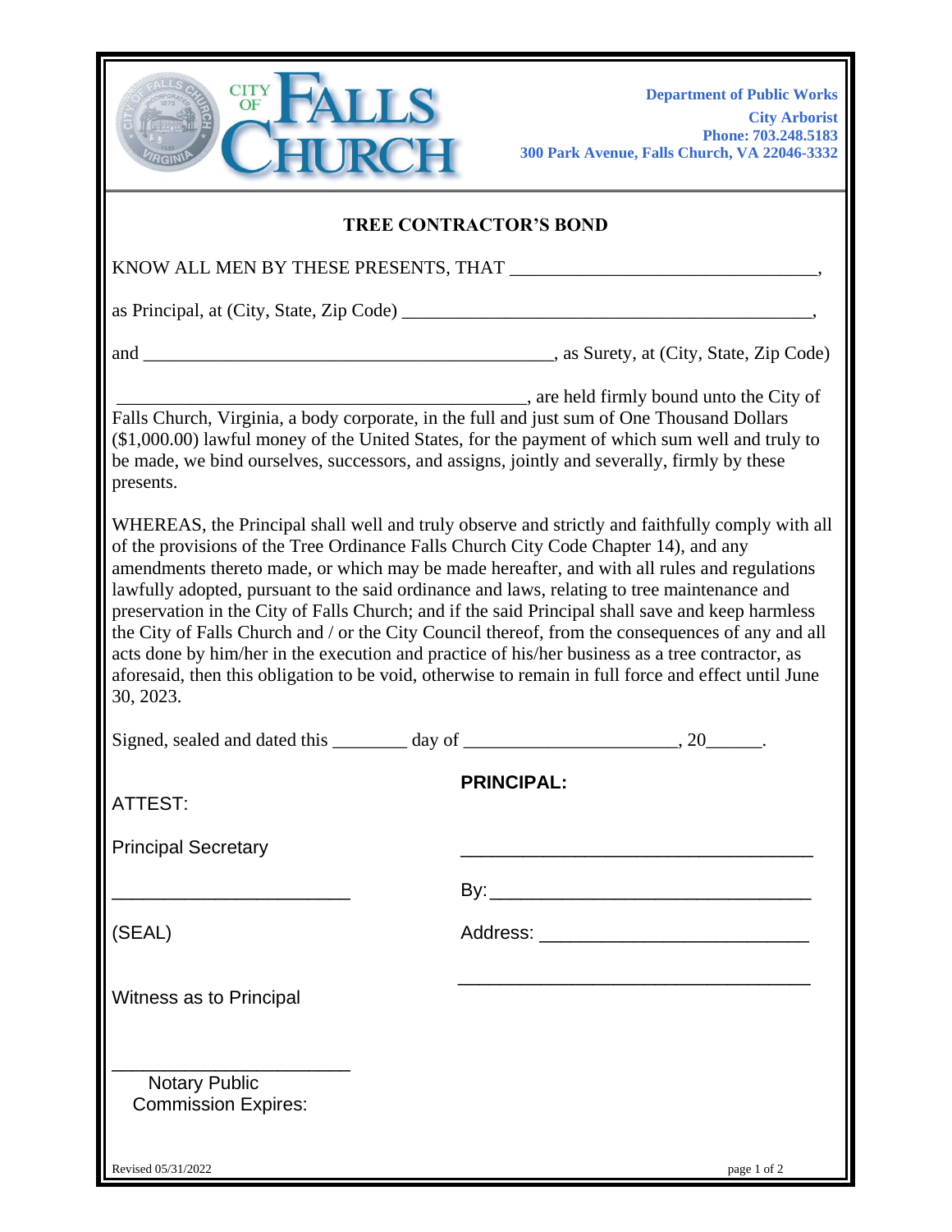CITY OF FALLS CHURCH

**Department of Public Works**
**City Arborist**
**Phone: 703.248.5183**
**300 Park Avenue, Falls Church, VA 22046-3332**

## TREE CONTRACTOR'S BOND

KNOW ALL MEN BY THESE PRESENTS, THAT ________________________________,

as Principal, at (City, State, Zip Code) ____________________________________________,

and _____________________________________________, as Surety, at (City, State, Zip Code)

_____________________________________________, are held firmly bound unto the City of Falls Church, Virginia, a body corporate, in the full and just sum of One Thousand Dollars ($1,000.00) lawful money of the United States, for the payment of which sum well and truly to be made, we bind ourselves, successors, and assigns, jointly and severally, firmly by these presents.

WHEREAS, the Principal shall well and truly observe and strictly and faithfully comply with all of the provisions of the Tree Ordinance Falls Church City Code Chapter 14), and any amendments thereto made, or which may be made hereafter, and with all rules and regulations lawfully adopted, pursuant to the said ordinance and laws, relating to tree maintenance and preservation in the City of Falls Church; and if the said Principal shall save and keep harmless the City of Falls Church and / or the City Council thereof, from the consequences of any and all acts done by him/her in the execution and practice of his/her business as a tree contractor, as aforesaid, then this obligation to be void, otherwise to remain in full force and effect until June 30, 2023.

Signed, sealed and dated this ________ day of ______________________, 20______.

ATTEST:

Principal Secretary

_______________________

(SEAL)

Witness as to Principal

_______________________
Notary Public
Commission Expires:

**PRINCIPAL:**

__________________________________

By:________________________________

Address: __________________________

__________________________________

Revised 05/31/2022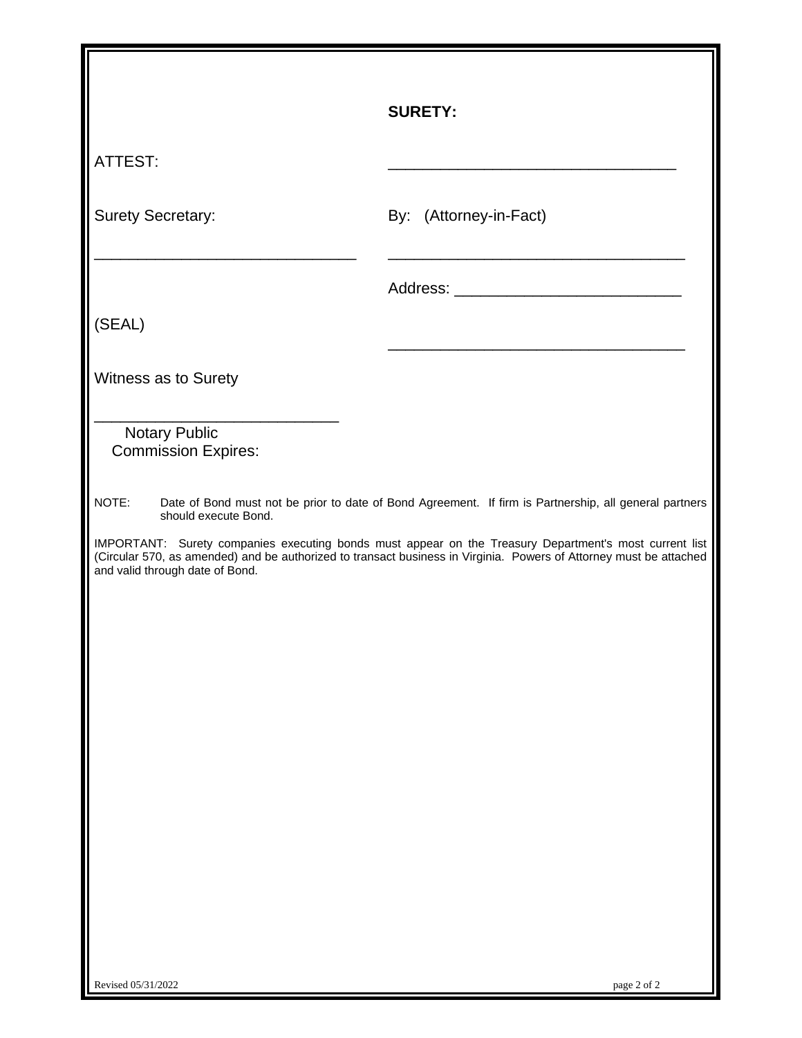**SURETY:**

ATTEST: ________________________________

Surety Secretary: By: (Attorney-in-Fact)

______________________________ ________________________________

Address: ________________________

(SEAL)

________________________________

Witness as to Surety

____________________________

Notary Public
Commission Expires:

NOTE: Date of Bond must not be prior to date of Bond Agreement. If firm is Partnership, all general partners should execute Bond.

IMPORTANT: Surety companies executing bonds must appear on the Treasury Department's most current list (Circular 570, as amended) and be authorized to transact business in Virginia. Powers of Attorney must be attached and valid through date of Bond.

Revised 05/31/2022